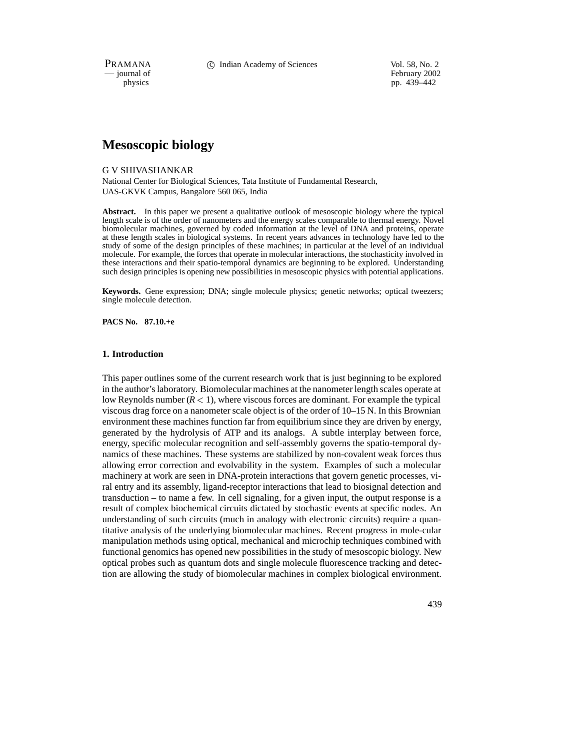# Mesoscopic biology

G V SHIVASHANKAR

National Center for Biological Sciences, Tata Institute of Fundamental Research, UAS-GKVK Campus, Bangalore 560 065, India

**Abstract.** In this paper we present a qualitative outlook of mesoscopic biology where the typical length scale is of the order of nanometers and the energy scales comparable to thermal energy. Novel biomolecular machines, governed by coded information at the level of DNA and proteins, operate at these length scales in biological systems. In recent years advances in technology have led to the study of some of the design principles of these machines; in particular at the level of an individual molecule. For example, the forces that operate in molecular interactions, the stochasticity involved in these interactions and their spatio-temporal dynamics are beginning to be explored. Understanding such design principles is opening new possibilities in mesoscopic physics with potential applications.

**Keywords.** Gene expression; DNA; single molecule physics; genetic networks; optical tweezers; single molecule detection.

**PACS No. 87.10.+e**

## 1. Introduction

This paper outlines some of the current research work that is just beginning to be explored in the author's laboratory. Biomolecular machines at the nanometer length scales operate at low Reynolds number ($R < 1$), where viscous forces are dominant. For example the typical viscous drag force on a nanometer scale object is of the order of 10–15 N. In this Brownian environment these machines function far from equilibrium since they are driven by energy, generated by the hydrolysis of ATP and its analogs. A subtle interplay between force, energy, specific molecular recognition and self-assembly governs the spatio-temporal dynamics of these machines. These systems are stabilized by non-covalent weak forces thus allowing error correction and evolvability in the system. Examples of such a molecular machinery at work are seen in DNA-protein interactions that govern genetic processes, viral entry and its assembly, ligand-receptor interactions that lead to biosignal detection and transduction – to name a few. In cell signaling, for a given input, the output response is a result of complex biochemical circuits dictated by stochastic events at specific nodes. An understanding of such circuits (much in analogy with electronic circuits) require a quantitative analysis of the underlying biomolecular machines. Recent progress in mole-cular manipulation methods using optical, mechanical and microchip techniques combined with functional genomics has opened new possibilities in the study of mesoscopic biology. New optical probes such as quantum dots and single molecule fluorescence tracking and detection are allowing the study of biomolecular machines in complex biological environment.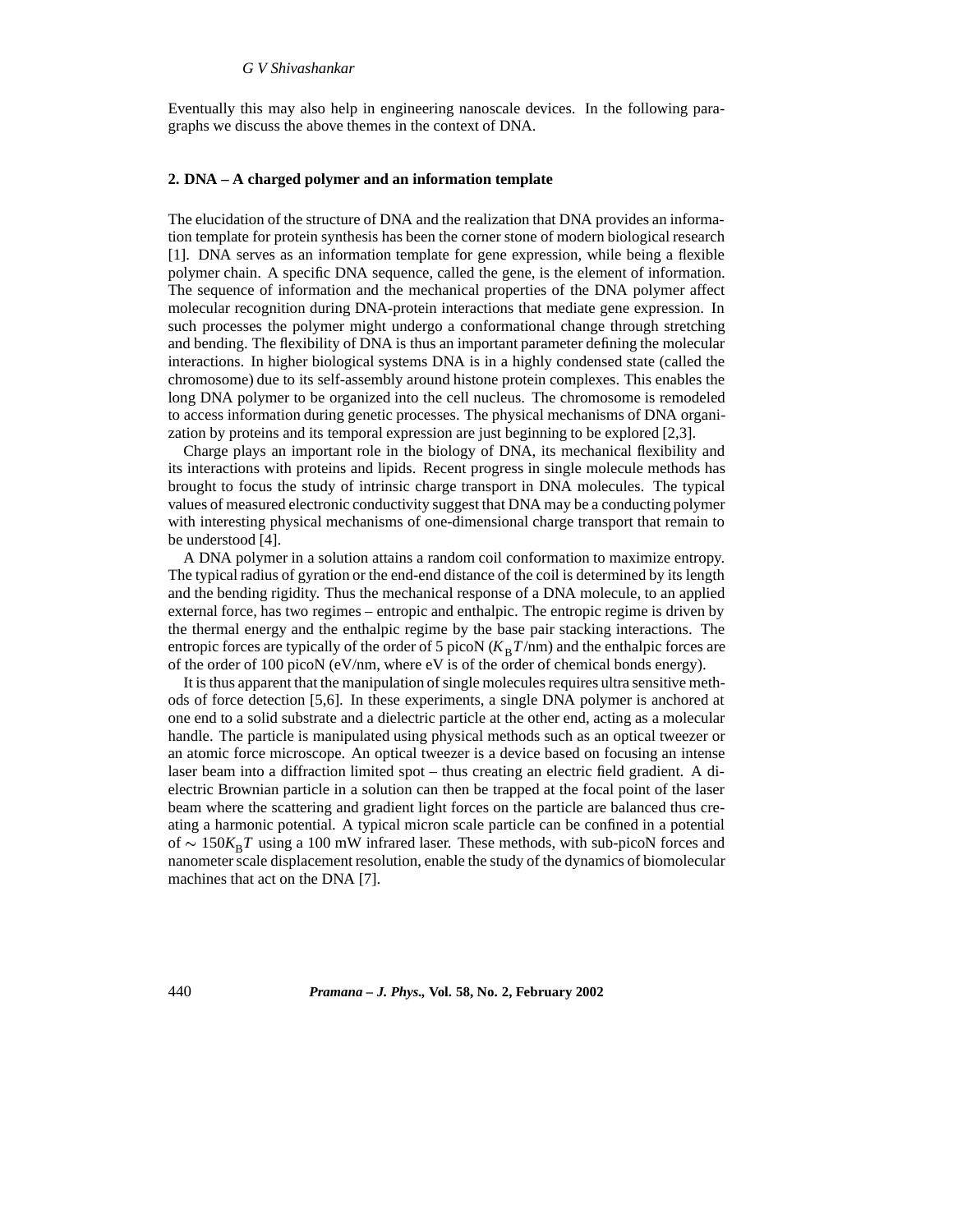Eventually this may also help in engineering nanoscale devices. In the following paragraphs we discuss the above themes in the context of DNA.

## 2. DNA – A charged polymer and an information template

The elucidation of the structure of DNA and the realization that DNA provides an information template for protein synthesis has been the corner stone of modern biological research [1]. DNA serves as an information template for gene expression, while being a flexible polymer chain. A specific DNA sequence, called the gene, is the element of information. The sequence of information and the mechanical properties of the DNA polymer affect molecular recognition during DNA-protein interactions that mediate gene expression. In such processes the polymer might undergo a conformational change through stretching and bending. The flexibility of DNA is thus an important parameter defining the molecular interactions. In higher biological systems DNA is in a highly condensed state (called the chromosome) due to its self-assembly around histone protein complexes. This enables the long DNA polymer to be organized into the cell nucleus. The chromosome is remodeled to access information during genetic processes. The physical mechanisms of DNA organization by proteins and its temporal expression are just beginning to be explored [2,3].

Charge plays an important role in the biology of DNA, its mechanical flexibility and its interactions with proteins and lipids. Recent progress in single molecule methods has brought to focus the study of intrinsic charge transport in DNA molecules. The typical values of measured electronic conductivity suggest that DNA may be a conducting polymer with interesting physical mechanisms of one-dimensional charge transport that remain to be understood [4].

A DNA polymer in a solution attains a random coil conformation to maximize entropy. The typical radius of gyration or the end-end distance of the coil is determined by its length and the bending rigidity. Thus the mechanical response of a DNA molecule, to an applied external force, has two regimes – entropic and enthalpic. The entropic regime is driven by the thermal energy and the enthalpic regime by the base pair stacking interactions. The entropic forces are typically of the order of 5 picoN ($K_{\rm B}T$/nm) and the enthalpic forces are of the order of 100 picoN (eV/nm, where eV is of the order of chemical bonds energy).

It is thus apparent that the manipulation of single molecules requires ultra sensitive methods of force detection [5,6]. In these experiments, a single DNA polymer is anchored at one end to a solid substrate and a dielectric particle at the other end, acting as a molecular handle. The particle is manipulated using physical methods such as an optical tweezer or an atomic force microscope. An optical tweezer is a device based on focusing an intense laser beam into a diffraction limited spot – thus creating an electric field gradient. A dielectric Brownian particle in a solution can then be trapped at the focal point of the laser beam where the scattering and gradient light forces on the particle are balanced thus creating a harmonic potential. A typical micron scale particle can be confined in a potential of $\sim 150 K_{\rm B}T$ using a 100 mW infrared laser. These methods, with sub-picoN forces and nanometer scale displacement resolution, enable the study of the dynamics of biomolecular machines that act on the DNA [7].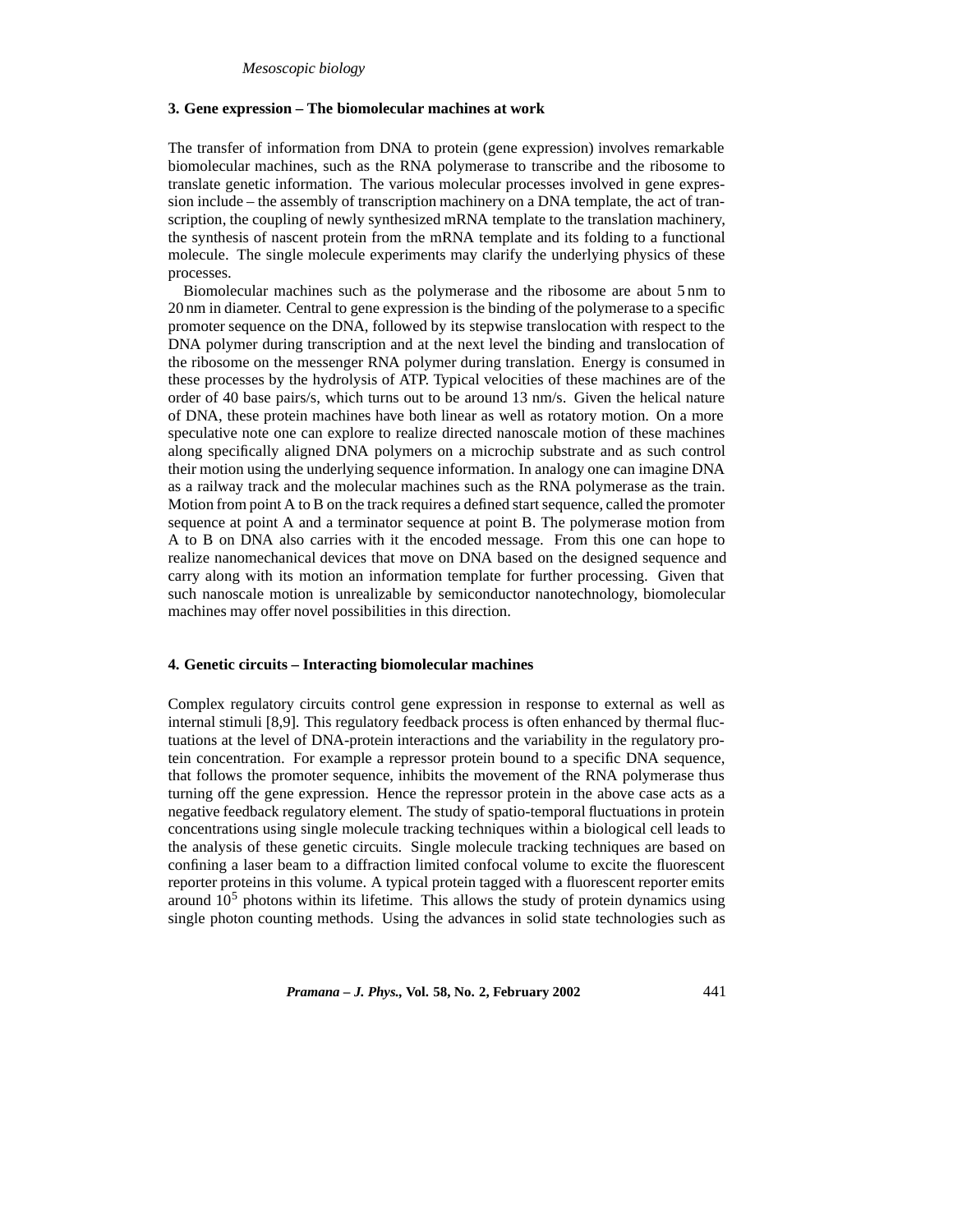## 3. Gene expression – The biomolecular machines at work

The transfer of information from DNA to protein (gene expression) involves remarkable biomolecular machines, such as the RNA polymerase to transcribe and the ribosome to translate genetic information. The various molecular processes involved in gene expression include – the assembly of transcription machinery on a DNA template, the act of transcription, the coupling of newly synthesized mRNA template to the translation machinery, the synthesis of nascent protein from the mRNA template and its folding to a functional molecule. The single molecule experiments may clarify the underlying physics of these processes.

Biomolecular machines such as the polymerase and the ribosome are about 5 nm to 20 nm in diameter. Central to gene expression is the binding of the polymerase to a specific promoter sequence on the DNA, followed by its stepwise translocation with respect to the DNA polymer during transcription and at the next level the binding and translocation of the ribosome on the messenger RNA polymer during translation. Energy is consumed in these processes by the hydrolysis of ATP. Typical velocities of these machines are of the order of 40 base pairs/s, which turns out to be around 13 nm/s. Given the helical nature of DNA, these protein machines have both linear as well as rotatory motion. On a more speculative note one can explore to realize directed nanoscale motion of these machines along specifically aligned DNA polymers on a microchip substrate and as such control their motion using the underlying sequence information. In analogy one can imagine DNA as a railway track and the molecular machines such as the RNA polymerase as the train. Motion from point A to B on the track requires a defined start sequence, called the promoter sequence at point A and a terminator sequence at point B. The polymerase motion from A to B on DNA also carries with it the encoded message. From this one can hope to realize nanomechanical devices that move on DNA based on the designed sequence and carry along with its motion an information template for further processing. Given that such nanoscale motion is unrealizable by semiconductor nanotechnology, biomolecular machines may offer novel possibilities in this direction.

## 4. Genetic circuits – Interacting biomolecular machines

Complex regulatory circuits control gene expression in response to external as well as internal stimuli [8,9]. This regulatory feedback process is often enhanced by thermal fluctuations at the level of DNA-protein interactions and the variability in the regulatory protein concentration. For example a repressor protein bound to a specific DNA sequence, that follows the promoter sequence, inhibits the movement of the RNA polymerase thus turning off the gene expression. Hence the repressor protein in the above case acts as a negative feedback regulatory element. The study of spatio-temporal fluctuations in protein concentrations using single molecule tracking techniques within a biological cell leads to the analysis of these genetic circuits. Single molecule tracking techniques are based on confining a laser beam to a diffraction limited confocal volume to excite the fluorescent reporter proteins in this volume. A typical protein tagged with a fluorescent reporter emits around $10^5$ photons within its lifetime. This allows the study of protein dynamics using single photon counting methods. Using the advances in solid state technologies such as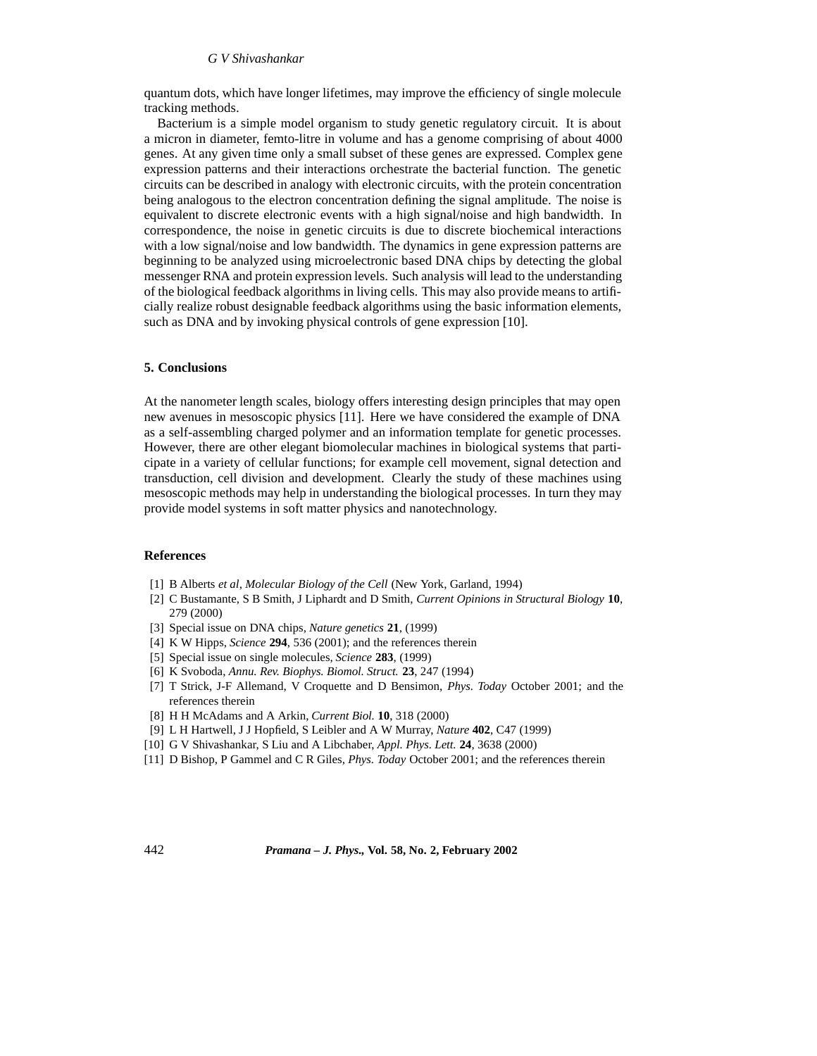quantum dots, which have longer lifetimes, may improve the efficiency of single molecule tracking methods.

Bacterium is a simple model organism to study genetic regulatory circuit. It is about a micron in diameter, femto-litre in volume and has a genome comprising of about 4000 genes. At any given time only a small subset of these genes are expressed. Complex gene expression patterns and their interactions orchestrate the bacterial function. The genetic circuits can be described in analogy with electronic circuits, with the protein concentration being analogous to the electron concentration defining the signal amplitude. The noise is equivalent to discrete electronic events with a high signal/noise and high bandwidth. In correspondence, the noise in genetic circuits is due to discrete biochemical interactions with a low signal/noise and low bandwidth. The dynamics in gene expression patterns are beginning to be analyzed using microelectronic based DNA chips by detecting the global messenger RNA and protein expression levels. Such analysis will lead to the understanding of the biological feedback algorithms in living cells. This may also provide means to artificially realize robust designable feedback algorithms using the basic information elements, such as DNA and by invoking physical controls of gene expression [10].

## 5. Conclusions

At the nanometer length scales, biology offers interesting design principles that may open new avenues in mesoscopic physics [11]. Here we have considered the example of DNA as a self-assembling charged polymer and an information template for genetic processes. However, there are other elegant biomolecular machines in biological systems that participate in a variety of cellular functions; for example cell movement, signal detection and transduction, cell division and development. Clearly the study of these machines using mesoscopic methods may help in understanding the biological processes. In turn they may provide model systems in soft matter physics and nanotechnology.

## References

[1] B Alberts *et al*, *Molecular Biology of the Cell* (New York, Garland, 1994)
[2] C Bustamante, S B Smith, J Liphardt and D Smith, *Current Opinions in Structural Biology* **10**, 279 (2000)
[3] Special issue on DNA chips, *Nature genetics* **21**, (1999)
[4] K W Hipps, *Science* **294**, 536 (2001); and the references therein
[5] Special issue on single molecules, *Science* **283**, (1999)
[6] K Svoboda, *Annu. Rev. Biophys. Biomol. Struct.* **23**, 247 (1994)
[7] T Strick, J-F Allemand, V Croquette and D Bensimon, *Phys. Today* October 2001; and the references therein
[8] H H McAdams and A Arkin, *Current Biol.* **10**, 318 (2000)
[9] L H Hartwell, J J Hopfield, S Leibler and A W Murray, *Nature* **402**, C47 (1999)
[10] G V Shivashankar, S Liu and A Libchaber, *Appl. Phys. Lett.* **24**, 3638 (2000)
[11] D Bishop, P Gammel and C R Giles, *Phys. Today* October 2001; and the references therein